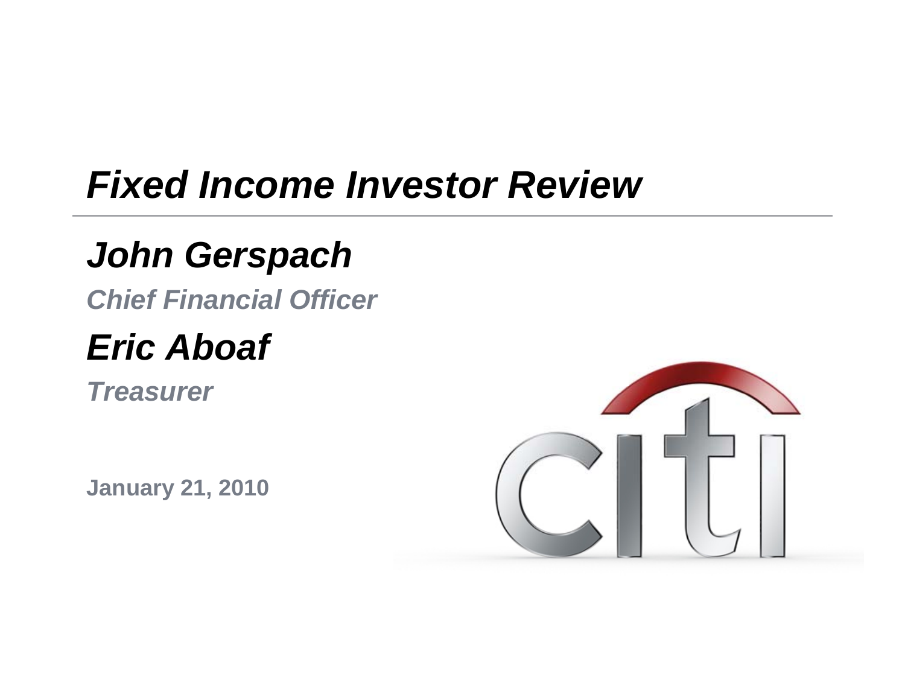# *Fixed Income Investor Review*

## *John Gerspach*

***Chief Financial Officer***

## *Eric Aboaf*

***Treasurer***

**January 21, 2010**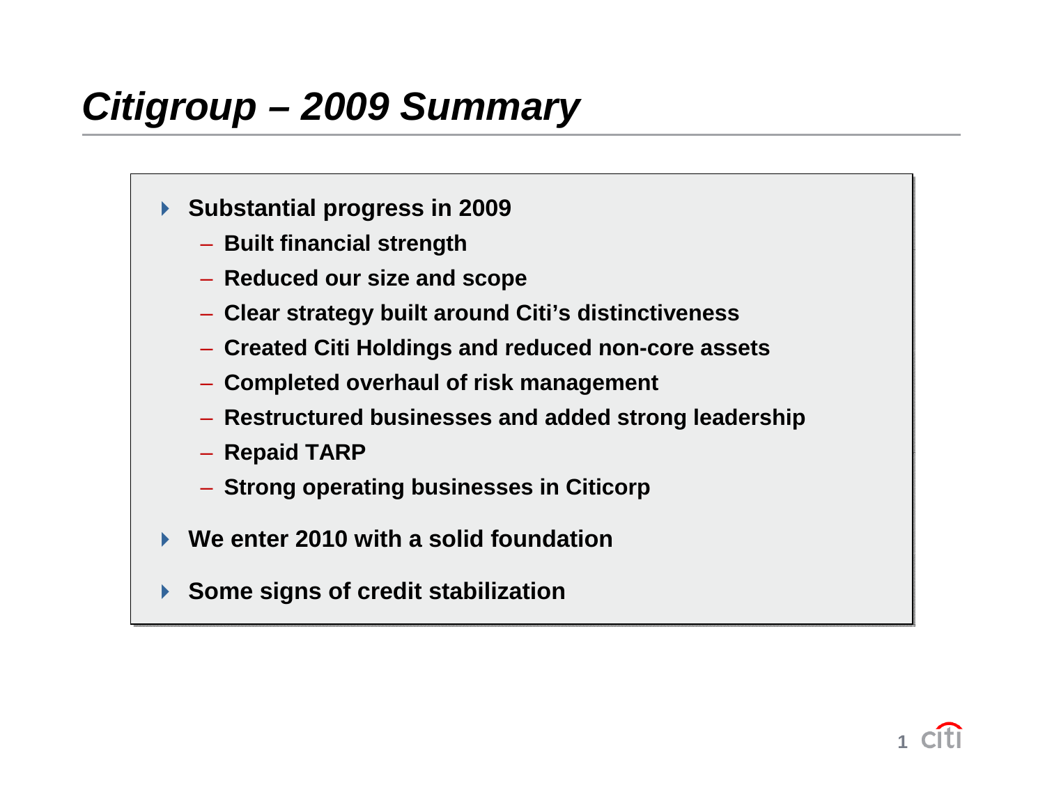# *Citigroup – 2009 Summary*

- **Substantial progress in 2009**
  - **Built financial strength**
  - **Reduced our size and scope**
  - **Clear strategy built around Citi's distinctiveness**
  - **Created Citi Holdings and reduced non-core assets**
  - **Completed overhaul of risk management**
  - **Restructured businesses and added strong leadership**
  - **Repaid TARP**
  - **Strong operating businesses in Citicorp**
- **We enter 2010 with a solid foundation**
- **Some signs of credit stabilization**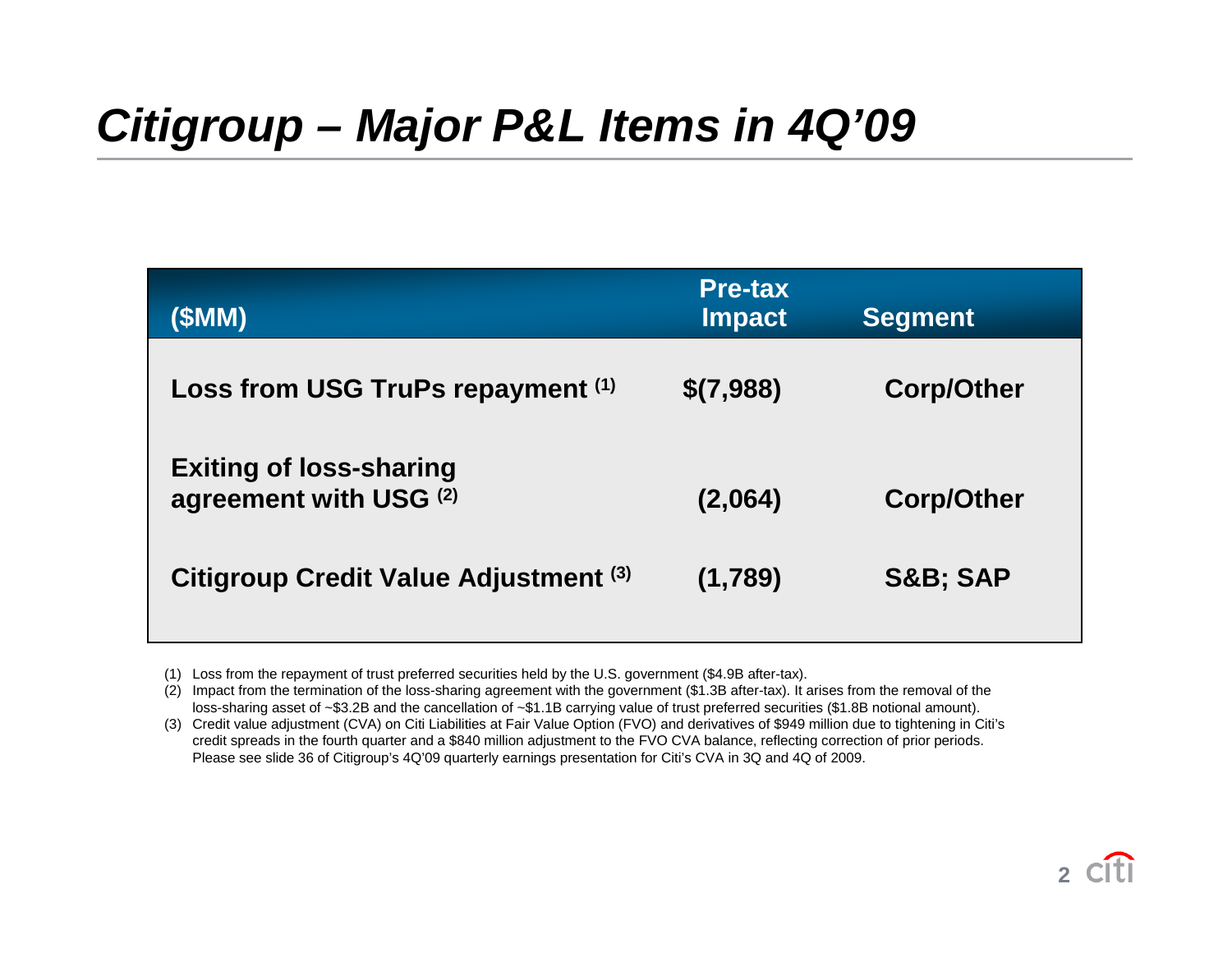# Citigroup – Major P&L Items in 4Q'09

| ($MM) | Pre-tax Impact | Segment |
|---|---|---|
| Loss from USG TruPs repayment (1) | $(7,988) | Corp/Other |
| Exiting of loss-sharing agreement with USG (2) | (2,064) | Corp/Other |
| Citigroup Credit Value Adjustment (3) | (1,789) | S&B; SAP |

(1) Loss from the repayment of trust preferred securities held by the U.S. government ($4.9B after-tax).

(2) Impact from the termination of the loss-sharing agreement with the government ($1.3B after-tax). It arises from the removal of the loss-sharing asset of ~$3.2B and the cancellation of ~$1.1B carrying value of trust preferred securities ($1.8B notional amount).

(3) Credit value adjustment (CVA) on Citi Liabilities at Fair Value Option (FVO) and derivatives of $949 million due to tightening in Citi's credit spreads in the fourth quarter and a $840 million adjustment to the FVO CVA balance, reflecting correction of prior periods. Please see slide 36 of Citigroup's 4Q'09 quarterly earnings presentation for Citi's CVA in 3Q and 4Q of 2009.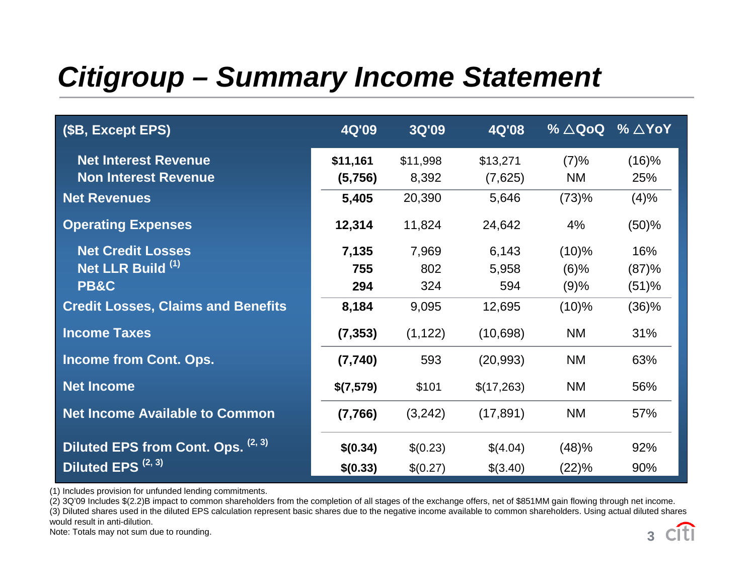# Citigroup – Summary Income Statement

| ($B, Except EPS) | 4Q'09 | 3Q'09 | 4Q'08 | % △QoQ | % △YoY |
|---|---|---|---|---|---|
| Net Interest Revenue | **$11,161** | $11,998 | $13,271 | (7)% | (16)% |
| Non Interest Revenue | **(5,756)** | 8,392 | (7,625) | NM | 25% |
| **Net Revenues** | **5,405** | 20,390 | 5,646 | (73)% | (4)% |
| **Operating Expenses** | **12,314** | 11,824 | 24,642 | 4% | (50)% |
| Net Credit Losses | **7,135** | 7,969 | 6,143 | (10)% | 16% |
| Net LLR Build [1] | **755** | 802 | 5,958 | (6)% | (87)% |
| PB&C | **294** | 324 | 594 | (9)% | (51)% |
| **Credit Losses, Claims and Benefits** | **8,184** | 9,095 | 12,695 | (10)% | (36)% |
| **Income Taxes** | **(7,353)** | (1,122) | (10,698) | NM | 31% |
| **Income from Cont. Ops.** | **(7,740)** | 593 | (20,993) | NM | 63% |
| **Net Income** | **$(7,579)** | $101 | $(17,263) | NM | 56% |
| **Net Income Available to Common** | **(7,766)** | (3,242) | (17,891) | NM | 57% |
| **Diluted EPS from Cont. Ops.** [2, 3] | **$(0.34)** | $(0.23) | $(4.04) | (48)% | 92% |
| **Diluted EPS** [2, 3] | **$(0.33)** | $(0.27) | $(3.40) | (22)% | 90% |

(1) Includes provision for unfunded lending commitments.

(2) 3Q'09 Includes $(2.2)B impact to common shareholders from the completion of all stages of the exchange offers, net of $851MM gain flowing through net income.

(3) Diluted shares used in the diluted EPS calculation represent basic shares due to the negative income available to common shareholders. Using actual diluted shares would result in anti-dilution.

Note: Totals may not sum due to rounding.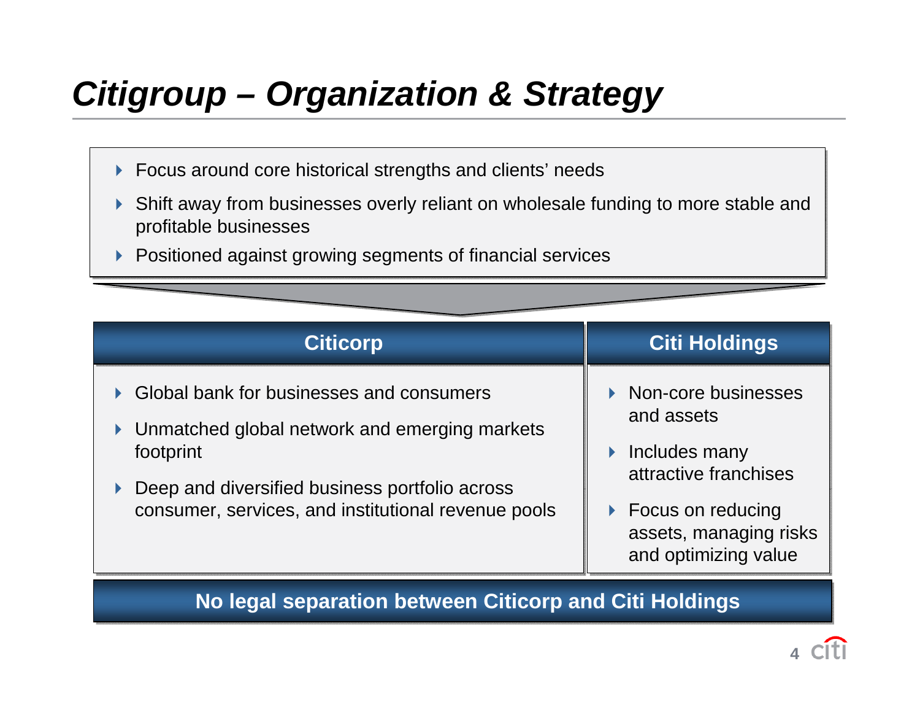# *Citigroup – Organization & Strategy*

- Focus around core historical strengths and clients' needs
- Shift away from businesses overly reliant on wholesale funding to more stable and profitable businesses
- Positioned against growing segments of financial services

## Citicorp

- Global bank for businesses and consumers
- Unmatched global network and emerging markets footprint
- Deep and diversified business portfolio across consumer, services, and institutional revenue pools

## Citi Holdings

- Non-core businesses and assets
- Includes many attractive franchises
- Focus on reducing assets, managing risks and optimizing value

**No legal separation between Citicorp and Citi Holdings**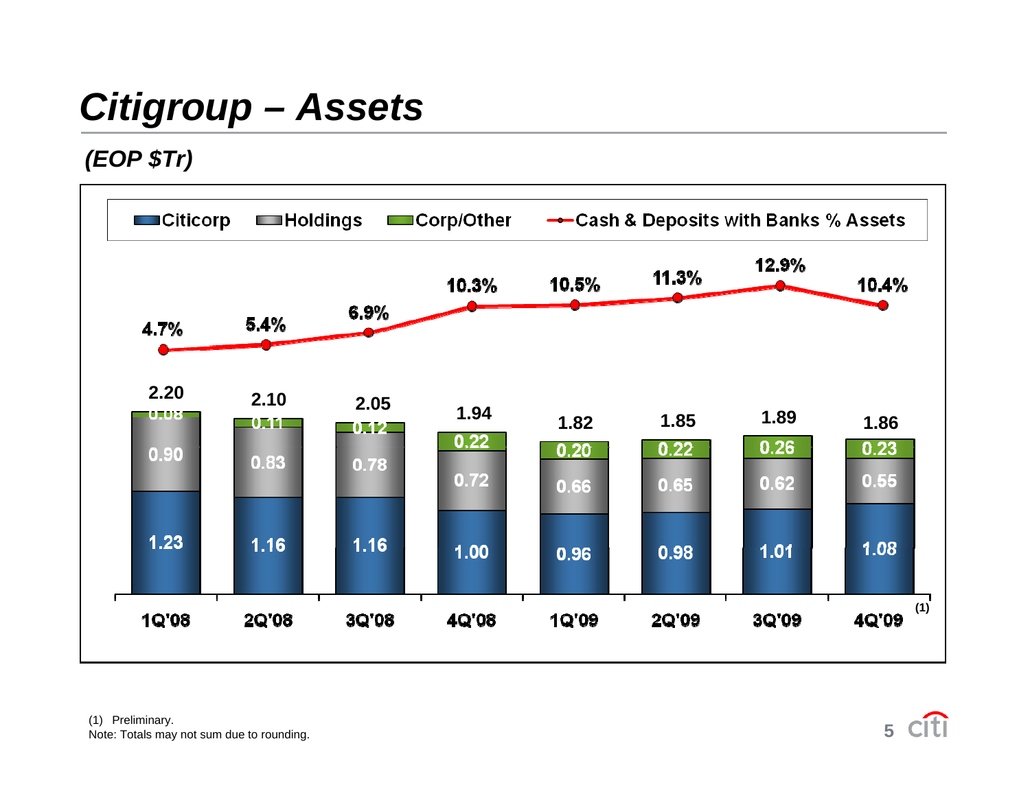# Citigroup – Assets

*(EOP $Tr)*

| | 1Q'08 | 2Q'08 | 3Q'08 | 4Q'08 | 1Q'09 | 2Q'09 | 3Q'09 | 4Q'09[(1)] |
|---|---|---|---|---|---|---|---|---|
| Citicorp | 1.23 | 1.16 | 1.16 | 1.00 | 0.96 | 0.98 | 1.01 | 1.08 |
| Holdings | 0.90 | 0.83 | 0.78 | 0.72 | 0.66 | 0.65 | 0.62 | 0.55 |
| Corp/Other | 0.08 | 0.11 | 0.12 | 0.22 | 0.20 | 0.22 | 0.26 | 0.23 |
| Total | 2.20 | 2.10 | 2.05 | 1.94 | 1.82 | 1.85 | 1.89 | 1.86 |
| Cash & Deposits with Banks % Assets | 4.7% | 5.4% | 6.9% | 10.3% | 10.5% | 11.3% | 12.9% | 10.4% |

(1) Preliminary.
Note: Totals may not sum due to rounding.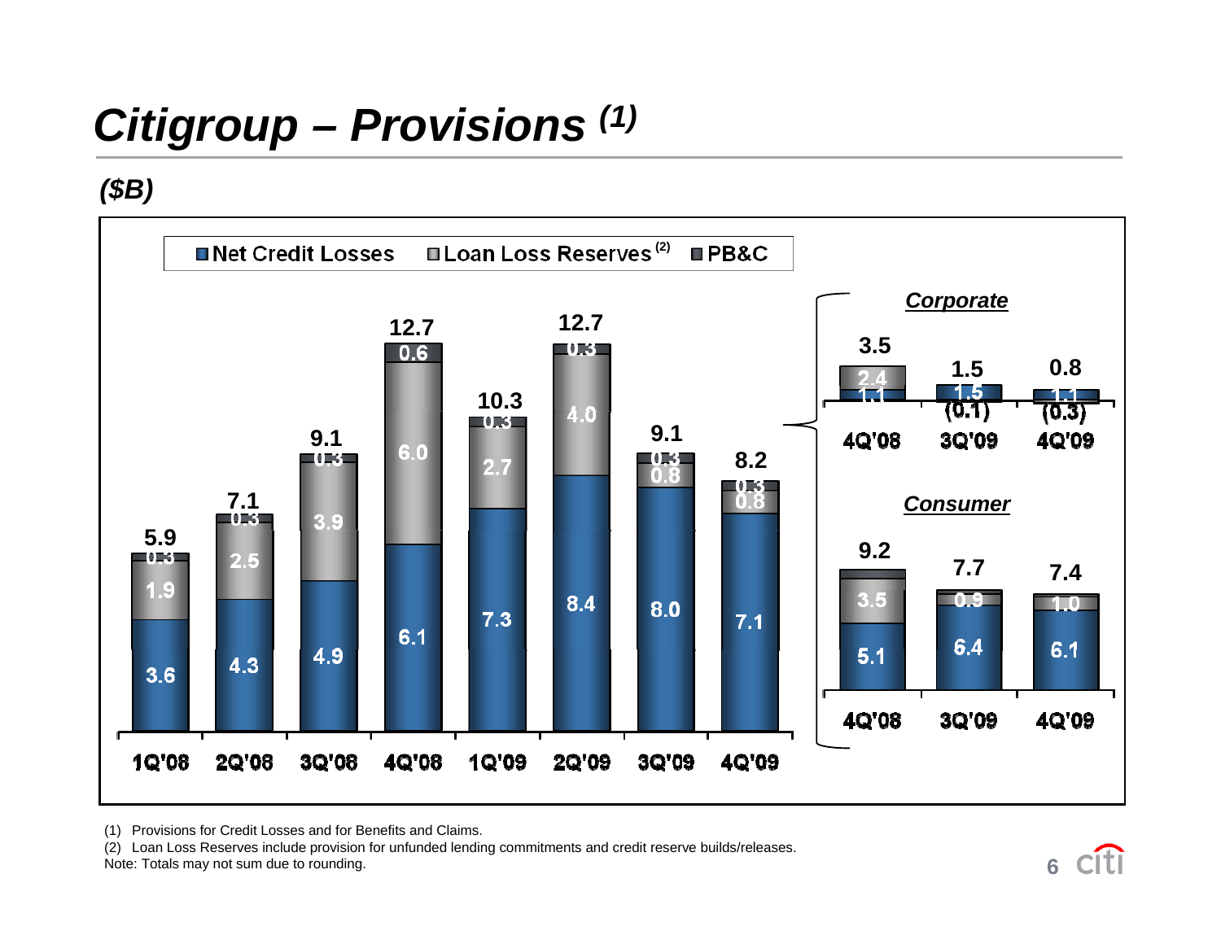# *Citigroup – Provisions [1]*

***($B)***

| | 1Q'08 | 2Q'08 | 3Q'08 | 4Q'08 | 1Q'09 | 2Q'09 | 3Q'09 | 4Q'09 |
|---|---|---|---|---|---|---|---|---|
| Net Credit Losses | 3.6 | 4.3 | 4.9 | 6.1 | 7.3 | 8.4 | 8.0 | 7.1 |
| Loan Loss Reserves [2] | 1.9 | 2.5 | 3.9 | 6.0 | 2.7 | 4.0 | 0.8 | 0.8 |
| PB&C | 0.3 | 0.3 | 0.3 | 0.6 | 0.3 | 0.3 | 0.3 | 0.3 |
| Total | 5.9 | 7.1 | 9.1 | 12.7 | 10.3 | 12.7 | 9.1 | 8.2 |

***Corporate***

| | 4Q'08 | 3Q'09 | 4Q'09 |
|---|---|---|---|
| Net Credit Losses | 1.1 | 1.5 | 1.1 |
| Loan Loss Reserves | 2.4 | (0.1) | (0.3) |
| Total | 3.5 | 1.5 | 0.8 |

***Consumer***

| | 4Q'08 | 3Q'09 | 4Q'09 |
|---|---|---|---|
| Net Credit Losses | 5.1 | 6.4 | 6.1 |
| Loan Loss Reserves | 3.5 | 0.9 | 1.0 |
| Total | 9.2 | 7.7 | 7.4 |

(1) Provisions for Credit Losses and for Benefits and Claims.

(2) Loan Loss Reserves include provision for unfunded lending commitments and credit reserve builds/releases.

Note: Totals may not sum due to rounding.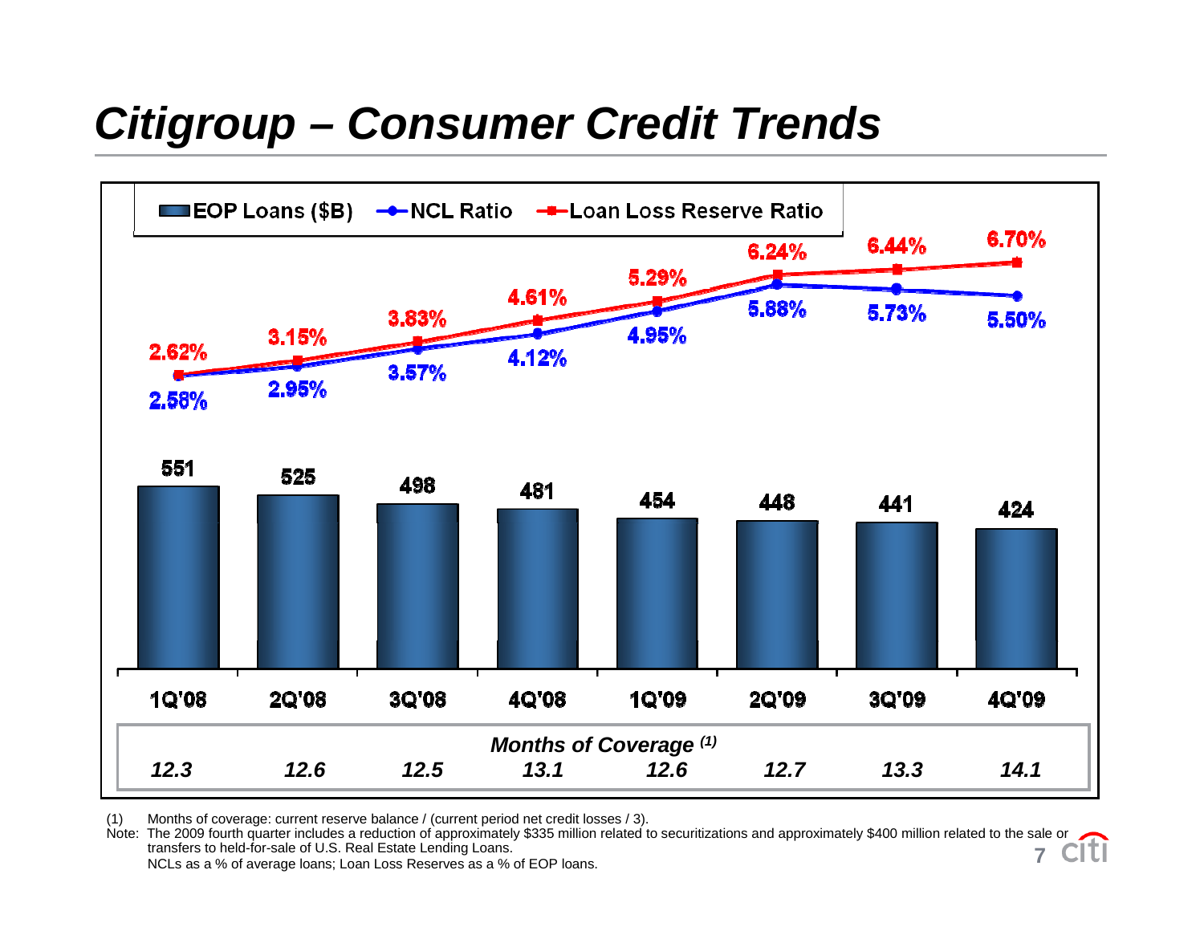# Citigroup – Consumer Credit Trends

| | 1Q'08 | 2Q'08 | 3Q'08 | 4Q'08 | 1Q'09 | 2Q'09 | 3Q'09 | 4Q'09 |
|---|---|---|---|---|---|---|---|---|
| EOP Loans ($B) | 551 | 525 | 498 | 481 | 454 | 448 | 441 | 424 |
| NCL Ratio | 2.58% | 2.95% | 3.57% | 4.12% | 4.95% | 5.88% | 5.73% | 5.50% |
| Loan Loss Reserve Ratio | 2.62% | 3.15% | 3.83% | 4.61% | 5.29% | 6.24% | 6.44% | 6.70% |
| *Months of Coverage [1]* | *12.3* | *12.6* | *12.5* | *13.1* | *12.6* | *12.7* | *13.3* | *14.1* |

(1) Months of coverage: current reserve balance / (current period net credit losses / 3).

Note: The 2009 fourth quarter includes a reduction of approximately $335 million related to securitizations and approximately $400 million related to the sale or transfers to held-for-sale of U.S. Real Estate Lending Loans.

NCLs as a % of average loans; Loan Loss Reserves as a % of EOP loans.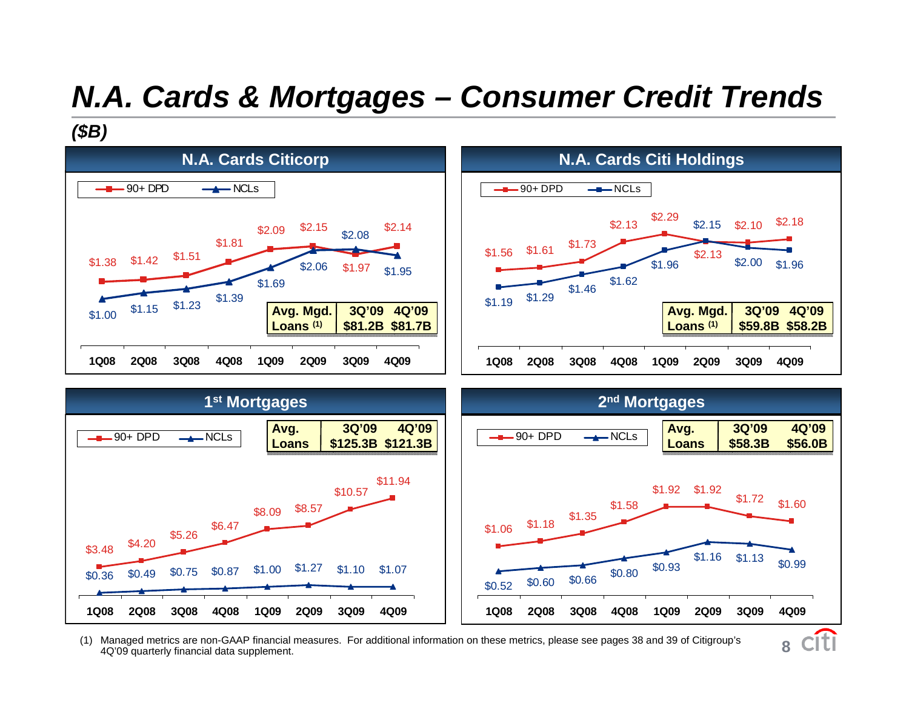# N.A. Cards & Mortgages – Consumer Credit Trends

***($B)***

## N.A. Cards Citicorp

| | 1Q08 | 2Q08 | 3Q08 | 4Q08 | 1Q09 | 2Q09 | 3Q09 | 4Q09 |
|---|---|---|---|---|---|---|---|---|
| 90+ DPD | $1.38 | $1.42 | $1.51 | $1.81 | $2.09 | $2.15 | $1.97 | $2.14 |
| NCLs | $1.00 | $1.15 | $1.23 | $1.39 | $1.69 | $2.06 | $2.08 | $1.95 |

| Avg. Mgd. Loans (1) | 3Q'09 | 4Q'09 |
|---|---|---|
| | $81.2B | $81.7B |

## N.A. Cards Citi Holdings

| | 1Q08 | 2Q08 | 3Q08 | 4Q08 | 1Q09 | 2Q09 | 3Q09 | 4Q09 |
|---|---|---|---|---|---|---|---|---|
| 90+ DPD | $1.56 | $1.61 | $1.73 | $2.13 | $2.29 | $2.13 | $2.10 | $2.18 |
| NCLs | $1.19 | $1.29 | $1.46 | $1.62 | $1.96 | $2.15 | $2.00 | $1.96 |

| Avg. Mgd. Loans (1) | 3Q'09 | 4Q'09 |
|---|---|---|
| | $59.8B | $58.2B |

## 1st Mortgages

| | 1Q08 | 2Q08 | 3Q08 | 4Q08 | 1Q09 | 2Q09 | 3Q09 | 4Q09 |
|---|---|---|---|---|---|---|---|---|
| 90+ DPD | $3.48 | $4.20 | $5.26 | $6.47 | $8.09 | $8.57 | $10.57 | $11.94 |
| NCLs | $0.36 | $0.49 | $0.75 | $0.87 | $1.00 | $1.27 | $1.10 | $1.07 |

| Avg. Loans | 3Q'09 | 4Q'09 |
|---|---|---|
| | $125.3B | $121.3B |

## 2nd Mortgages

| | 1Q08 | 2Q08 | 3Q08 | 4Q08 | 1Q09 | 2Q09 | 3Q09 | 4Q09 |
|---|---|---|---|---|---|---|---|---|
| 90+ DPD | $1.06 | $1.18 | $1.35 | $1.58 | $1.92 | $1.92 | $1.72 | $1.60 |
| NCLs | $0.52 | $0.60 | $0.66 | $0.80 | $0.93 | $1.16 | $1.13 | $0.99 |

| Avg. Loans | 3Q'09 | 4Q'09 |
|---|---|---|
| | $58.3B | $56.0B |

(1) Managed metrics are non-GAAP financial measures. For additional information on these metrics, please see pages 38 and 39 of Citigroup's 4Q'09 quarterly financial data supplement.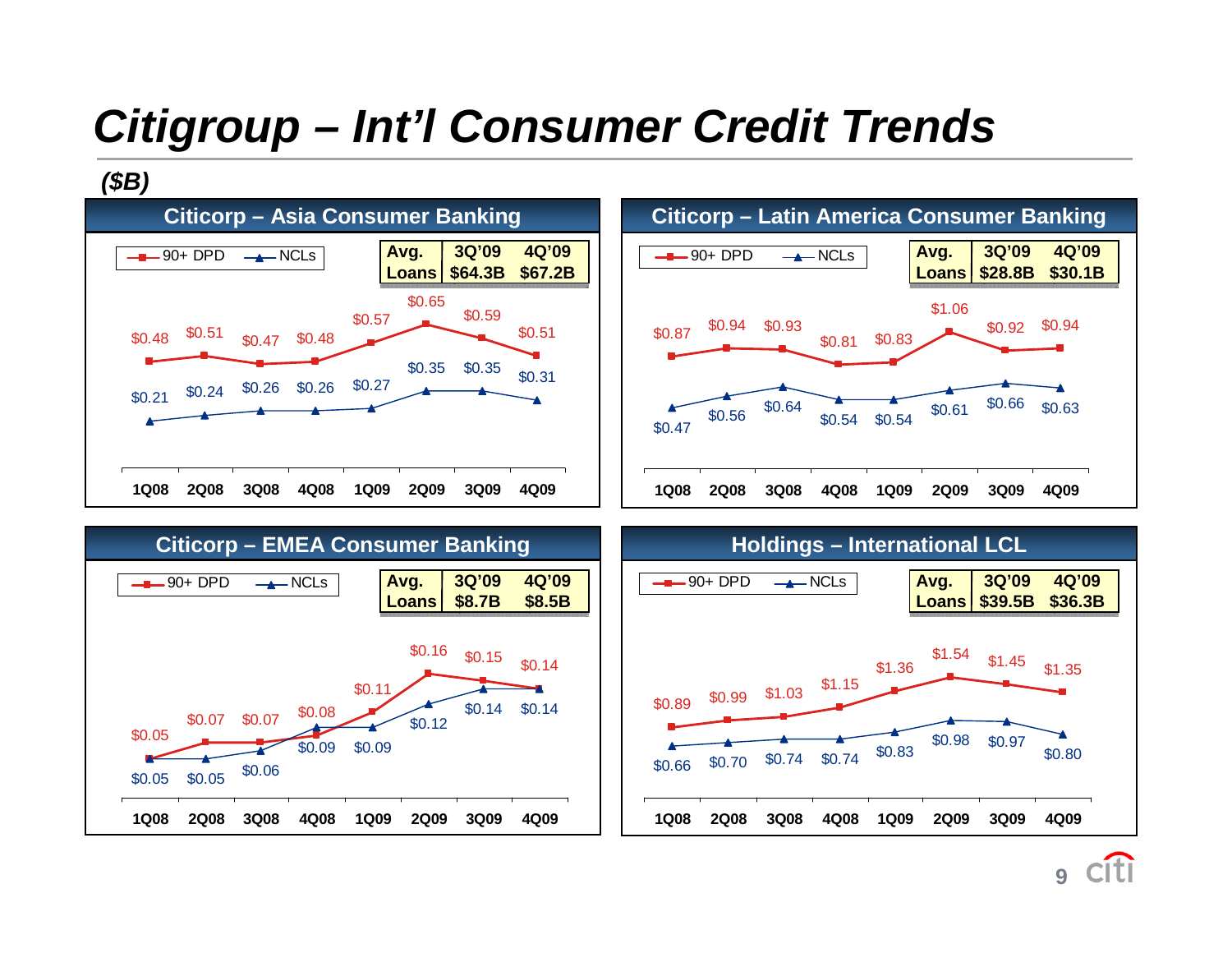# Citigroup – Int'l Consumer Credit Trends

*($B)*

## Citicorp – Asia Consumer Banking

| Avg. Loans | 3Q'09 | 4Q'09 |
|---|---|---|
| | $64.3B | $67.2B |

| | 1Q08 | 2Q08 | 3Q08 | 4Q08 | 1Q09 | 2Q09 | 3Q09 | 4Q09 |
|---|---|---|---|---|---|---|---|---|
| 90+ DPD | $0.48 | $0.51 | $0.47 | $0.48 | $0.57 | $0.65 | $0.59 | $0.51 |
| NCLs | $0.21 | $0.24 | $0.26 | $0.26 | $0.27 | $0.35 | $0.35 | $0.31 |

## Citicorp – Latin America Consumer Banking

| Avg. Loans | 3Q'09 | 4Q'09 |
|---|---|---|
| | $28.8B | $30.1B |

| | 1Q08 | 2Q08 | 3Q08 | 4Q08 | 1Q09 | 2Q09 | 3Q09 | 4Q09 |
|---|---|---|---|---|---|---|---|---|
| 90+ DPD | $0.87 | $0.94 | $0.93 | $0.81 | $0.83 | $1.06 | $0.92 | $0.94 |
| NCLs | $0.47 | $0.56 | $0.64 | $0.54 | $0.54 | $0.61 | $0.66 | $0.63 |

## Citicorp – EMEA Consumer Banking

| Avg. Loans | 3Q'09 | 4Q'09 |
|---|---|---|
| | $8.7B | $8.5B |

| | 1Q08 | 2Q08 | 3Q08 | 4Q08 | 1Q09 | 2Q09 | 3Q09 | 4Q09 |
|---|---|---|---|---|---|---|---|---|
| 90+ DPD | $0.05 | $0.07 | $0.07 | $0.08 | $0.11 | $0.16 | $0.15 | $0.14 |
| NCLs | $0.05 | $0.05 | $0.06 | $0.09 | $0.09 | $0.12 | $0.14 | $0.14 |

## Holdings – International LCL

| Avg. Loans | 3Q'09 | 4Q'09 |
|---|---|---|
| | $39.5B | $36.3B |

| | 1Q08 | 2Q08 | 3Q08 | 4Q08 | 1Q09 | 2Q09 | 3Q09 | 4Q09 |
|---|---|---|---|---|---|---|---|---|
| 90+ DPD | $0.89 | $0.99 | $1.03 | $1.15 | $1.36 | $1.54 | $1.45 | $1.35 |
| NCLs | $0.66 | $0.70 | $0.74 | $0.74 | $0.83 | $0.98 | $0.97 | $0.80 |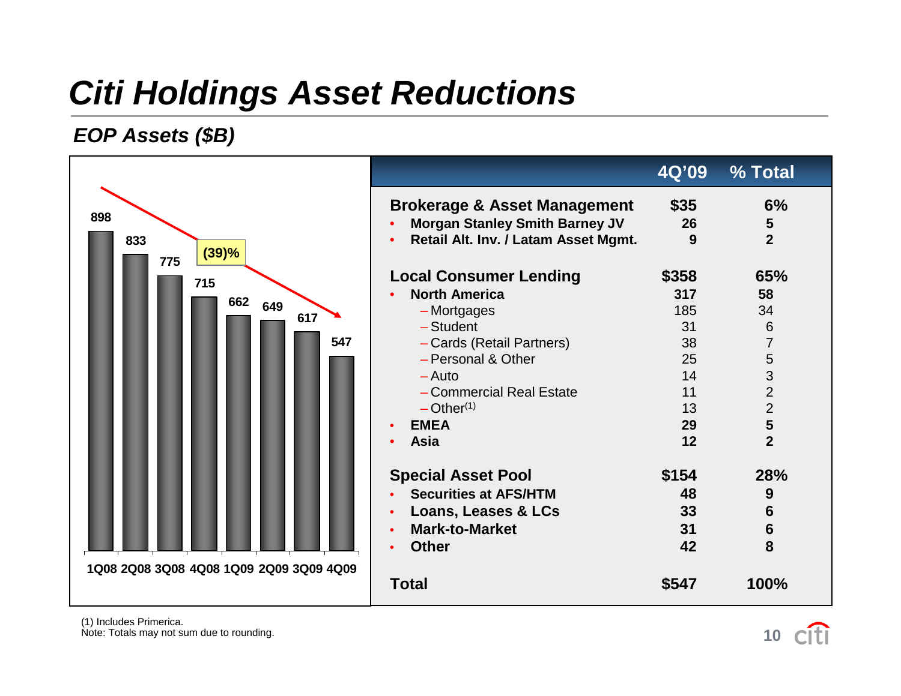# Citi Holdings Asset Reductions

## EOP Assets ($B)

| 1Q08 | 2Q08 | 3Q08 | 4Q08 | 1Q09 | 2Q09 | 3Q09 | 4Q09 |
|---|---|---|---|---|---|---|---|
| 898 | 833 | 775 | 715 | 662 | 649 | 617 | 547 |

(39)%

| | 4Q'09 | % Total |
|---|---|---|
| **Brokerage & Asset Management** | **$35** | **6%** |
| • **Morgan Stanley Smith Barney JV** | **26** | **5** |
| • **Retail Alt. Inv. / Latam Asset Mgmt.** | **9** | **2** |
| **Local Consumer Lending** | **$358** | **65%** |
| • **North America** | **317** | **58** |
| – Mortgages | 185 | 34 |
| – Student | 31 | 6 |
| – Cards (Retail Partners) | 38 | 7 |
| – Personal & Other | 25 | 5 |
| – Auto | 14 | 3 |
| – Commercial Real Estate | 11 | 2 |
| – Other(1) | 13 | 2 |
| • **EMEA** | **29** | **5** |
| • **Asia** | **12** | **2** |
| **Special Asset Pool** | **$154** | **28%** |
| • **Securities at AFS/HTM** | **48** | **9** |
| • **Loans, Leases & LCs** | **33** | **6** |
| • **Mark-to-Market** | **31** | **6** |
| • **Other** | **42** | **8** |
| **Total** | **$547** | **100%** |

(1) Includes Primerica.
Note: Totals may not sum due to rounding.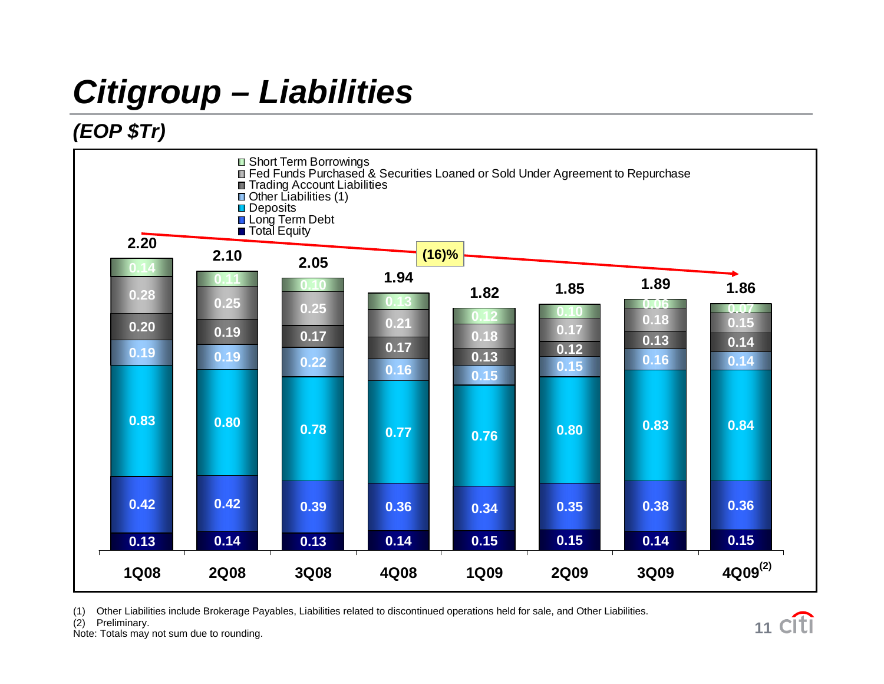# Citigroup – Liabilities

## (EOP $Tr)

| | 1Q08 | 2Q08 | 3Q08 | 4Q08 | 1Q09 | 2Q09 | 3Q09 | 4Q09[2] |
|---|---|---|---|---|---|---|---|---|
| Short Term Borrowings | 0.14 | 0.11 | 0.10 | 0.13 | 0.12 | 0.10 | 0.06 | 0.07 |
| Fed Funds Purchased & Securities Loaned or Sold Under Agreement to Repurchase | 0.28 | 0.25 | 0.25 | 0.21 | 0.18 | 0.17 | 0.18 | 0.15 |
| Trading Account Liabilities | 0.20 | 0.19 | 0.17 | 0.17 | 0.13 | 0.12 | 0.13 | 0.14 |
| Other Liabilities (1) | 0.19 | 0.19 | 0.22 | 0.16 | 0.15 | 0.15 | 0.16 | 0.14 |
| Deposits | 0.83 | 0.80 | 0.78 | 0.77 | 0.76 | 0.80 | 0.83 | 0.84 |
| Long Term Debt | 0.42 | 0.42 | 0.39 | 0.36 | 0.34 | 0.35 | 0.38 | 0.36 |
| Total Equity | 0.13 | 0.14 | 0.13 | 0.14 | 0.15 | 0.15 | 0.14 | 0.15 |
| **Total** | **2.20** | **2.10** | **2.05** | **1.94** | **1.82** | **1.85** | **1.89** | **1.86** |

(16)% change from 1Q08 to 4Q09

(1) Other Liabilities include Brokerage Payables, Liabilities related to discontinued operations held for sale, and Other Liabilities.

(2) Preliminary.

Note: Totals may not sum due to rounding.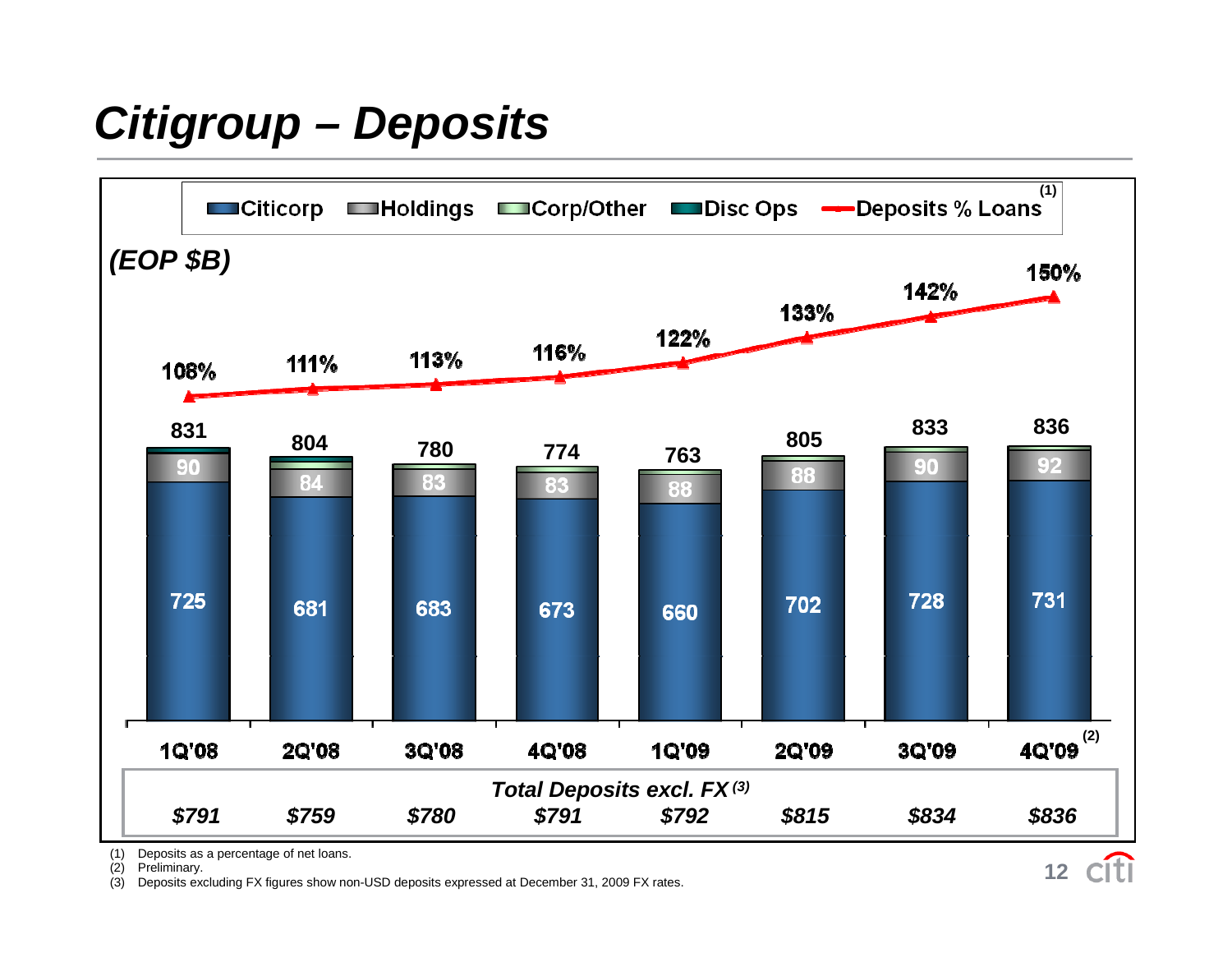# Citigroup – Deposits

(EOP $B)

| | 1Q'08 | 2Q'08 | 3Q'08 | 4Q'08 | 1Q'09 | 2Q'09 | 3Q'09 | 4Q'09[2] |
|---|---|---|---|---|---|---|---|---|
| Citicorp | 725 | 681 | 683 | 673 | 660 | 702 | 728 | 731 |
| Holdings | 90 | 84 | 83 | 83 | 88 | 88 | 90 | 92 |
| Total | 831 | 804 | 780 | 774 | 763 | 805 | 833 | 836 |
| Deposits % Loans[1] | 108% | 111% | 113% | 116% | 122% | 133% | 142% | 150% |
| *Total Deposits excl. FX[3]* | *$791* | *$759* | *$780* | *$791* | *$792* | *$815* | *$834* | *$836* |

Legend: Citicorp, Holdings, Corp/Other, Disc Ops, Deposits % Loans[1]

(1) Deposits as a percentage of net loans.
(2) Preliminary.
(3) Deposits excluding FX figures show non-USD deposits expressed at December 31, 2009 FX rates.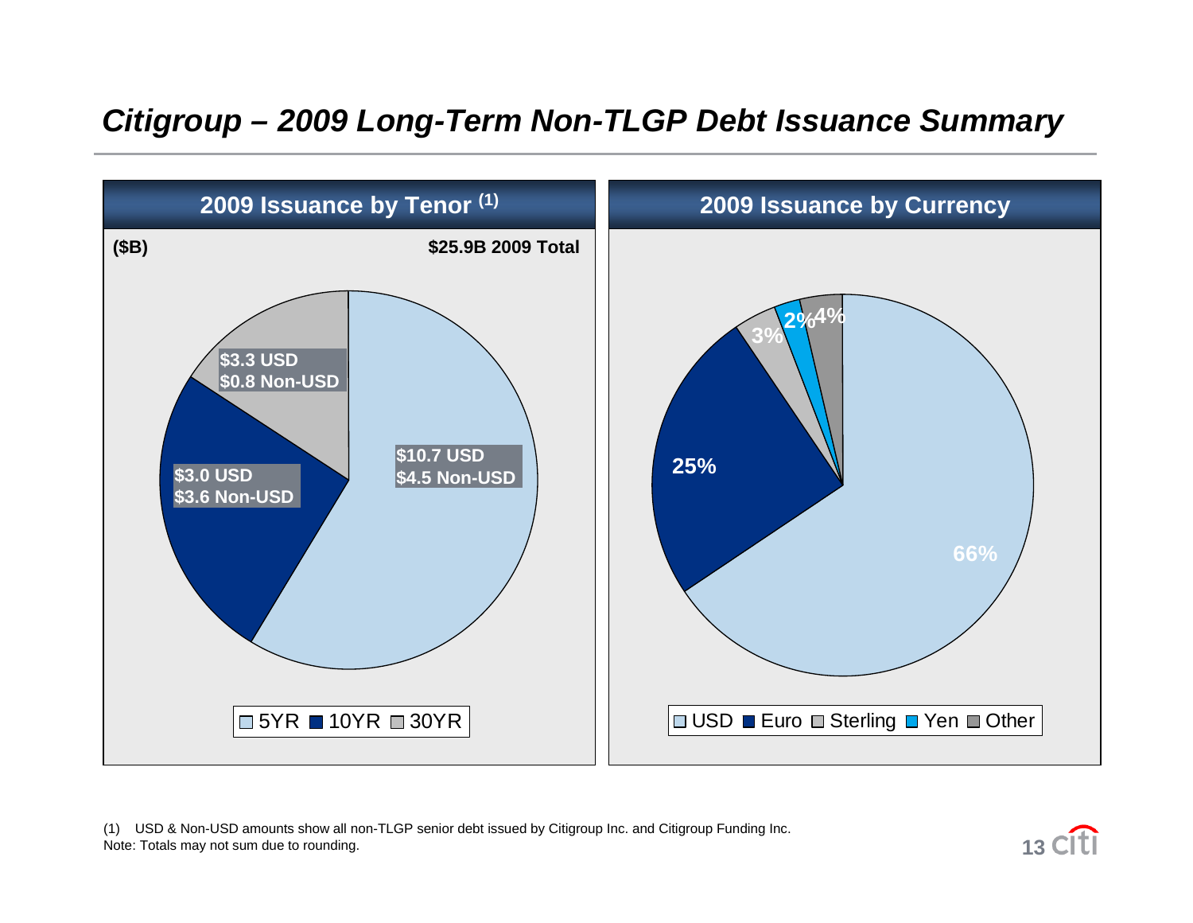# *Citigroup – 2009 Long-Term Non-TLGP Debt Issuance Summary*

## 2009 Issuance by Tenor [(1)]

($B)

**$25.9B 2009 Total**

| Tenor | USD | Non-USD |
|---|---|---|
| 5YR | $10.7 | $4.5 |
| 10YR | $3.0 | $3.6 |
| 30YR | $3.3 | $0.8 |

## 2009 Issuance by Currency

| Currency | Share |
|---|---|
| USD | 66% |
| Euro | 25% |
| Sterling | 3% |
| Yen | 2% |
| Other | 4% |

(1) USD & Non-USD amounts show all non-TLGP senior debt issued by Citigroup Inc. and Citigroup Funding Inc.

Note: Totals may not sum due to rounding.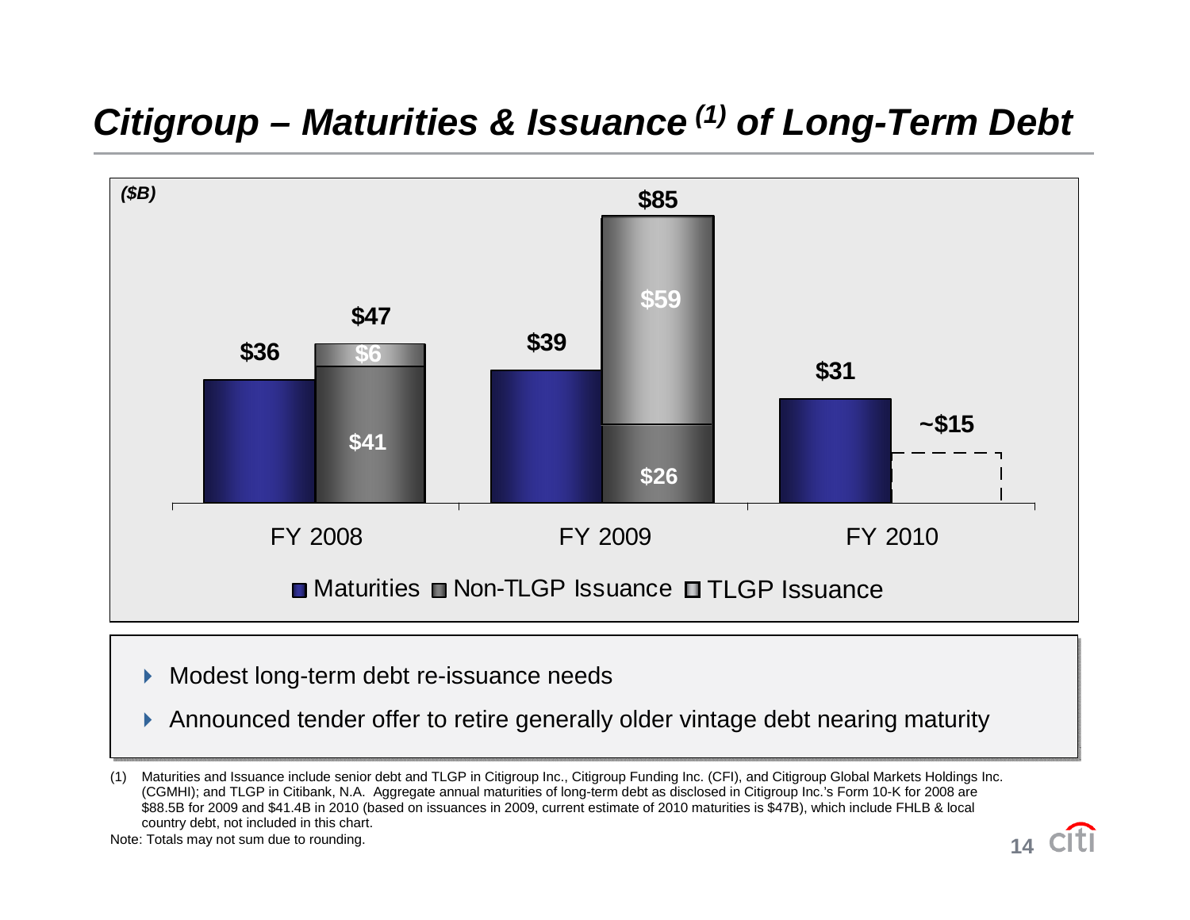# *Citigroup – Maturities & Issuance [1] of Long-Term Debt*

*($B)*

| | Maturities | Non-TLGP Issuance | TLGP Issuance | Total Issuance |
|---|---|---|---|---|
| FY 2008 | $36 | $41 | $6 | $47 |
| FY 2009 | $39 | $26 | $59 | $85 |
| FY 2010 | $31 | | | ~$15 |

- Modest long-term debt re-issuance needs
- Announced tender offer to retire generally older vintage debt nearing maturity

(1) Maturities and Issuance include senior debt and TLGP in Citigroup Inc., Citigroup Funding Inc. (CFI), and Citigroup Global Markets Holdings Inc. (CGMHI); and TLGP in Citibank, N.A. Aggregate annual maturities of long-term debt as disclosed in Citigroup Inc.'s Form 10-K for 2008 are $88.5B for 2009 and $41.4B in 2010 (based on issuances in 2009, current estimate of 2010 maturities is $47B), which include FHLB & local country debt, not included in this chart.

Note: Totals may not sum due to rounding.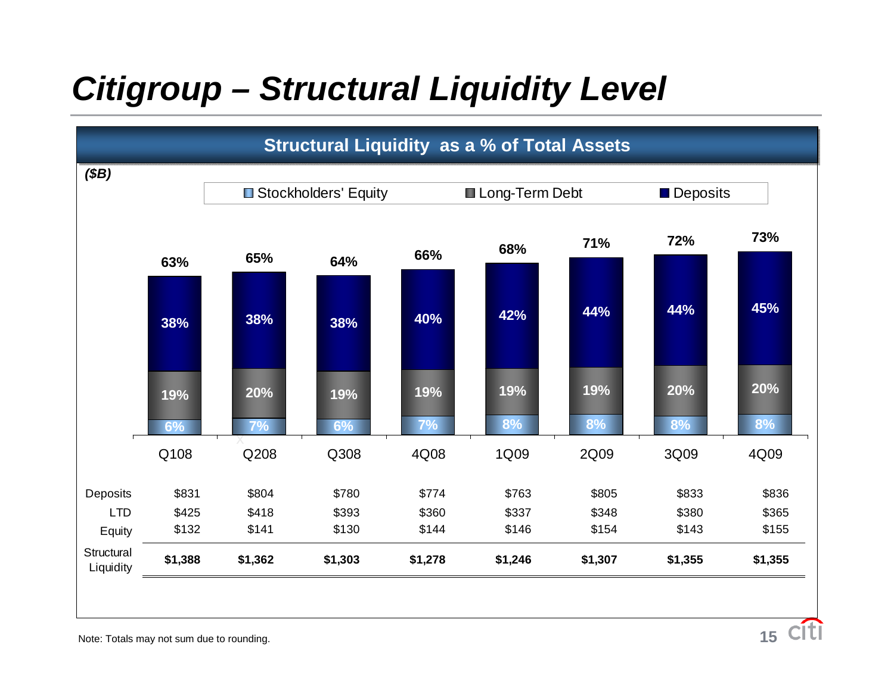# Citigroup – Structural Liquidity Level

## Structural Liquidity as a % of Total Assets

*($B)*

| | Q108 | Q208 | Q308 | 4Q08 | 1Q09 | 2Q09 | 3Q09 | 4Q09 |
|---|---|---|---|---|---|---|---|---|
| Total | 63% | 65% | 64% | 66% | 68% | 71% | 72% | 73% |
| Deposits | 38% | 38% | 38% | 40% | 42% | 44% | 44% | 45% |
| Long-Term Debt | 19% | 20% | 19% | 19% | 19% | 19% | 20% | 20% |
| Stockholders' Equity | 6% | 7% | 6% | 7% | 8% | 8% | 8% | 8% |

| | Q108 | Q208 | Q308 | 4Q08 | 1Q09 | 2Q09 | 3Q09 | 4Q09 |
|---|---|---|---|---|---|---|---|---|
| Deposits | $831 | $804 | $780 | $774 | $763 | $805 | $833 | $836 |
| LTD | $425 | $418 | $393 | $360 | $337 | $348 | $380 | $365 |
| Equity | $132 | $141 | $130 | $144 | $146 | $154 | $143 | $155 |
| **Structural Liquidity** | **$1,388** | **$1,362** | **$1,303** | **$1,278** | **$1,246** | **$1,307** | **$1,355** | **$1,355** |

Note: Totals may not sum due to rounding.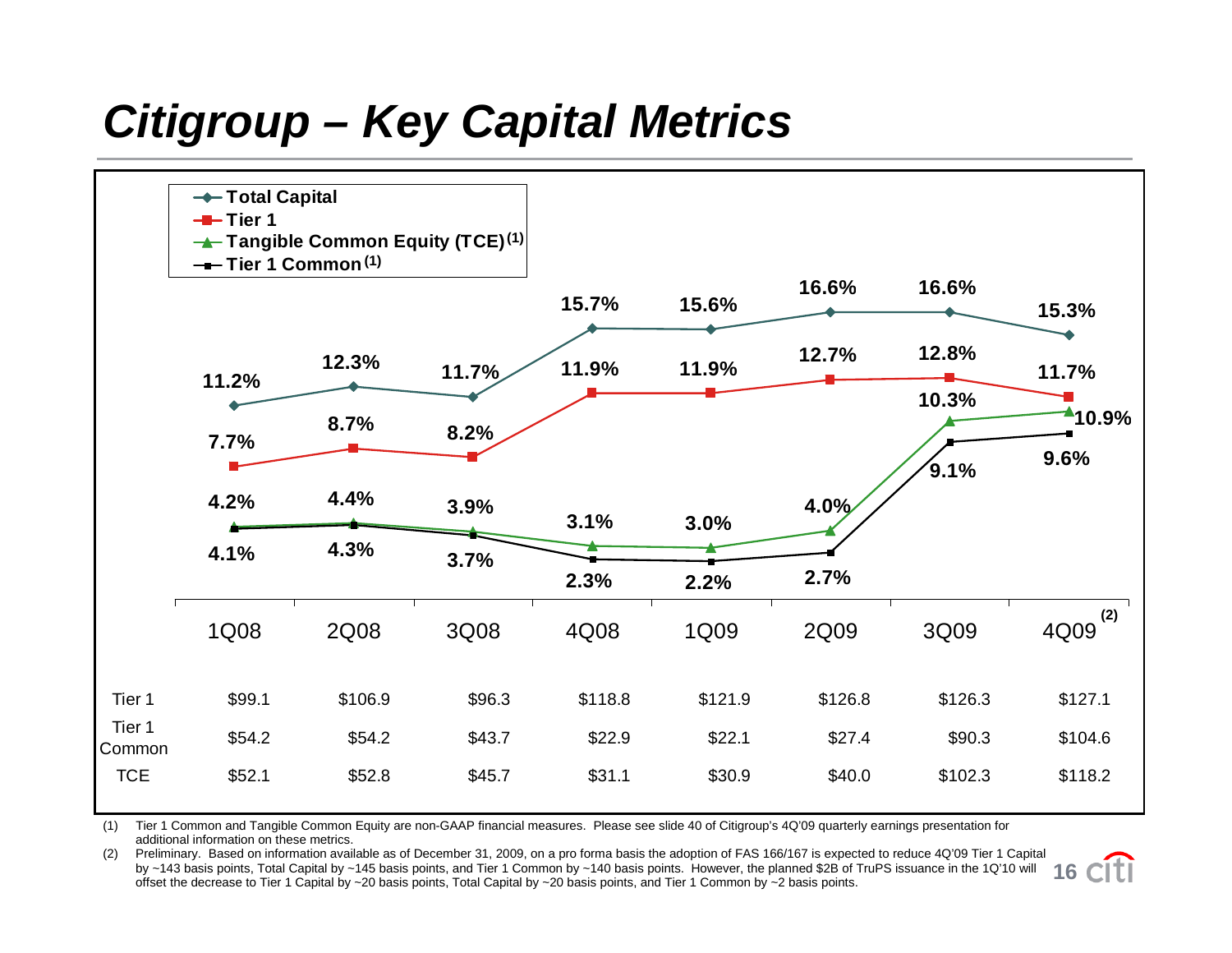# Citigroup – Key Capital Metrics

| | 1Q08 | 2Q08 | 3Q08 | 4Q08 | 1Q09 | 2Q09 | 3Q09 | 4Q09 (2) |
|---|---|---|---|---|---|---|---|---|
| Total Capital | 11.2% | 12.3% | 11.7% | 15.7% | 15.6% | 16.6% | 16.6% | 15.3% |
| Tier 1 | 7.7% | 8.7% | 8.2% | 11.9% | 11.9% | 12.7% | 12.8% | 11.7% |
| Tangible Common Equity (TCE) (1) | 4.2% | 4.4% | 3.9% | 3.1% | 3.0% | 4.0% | 10.3% | 10.9% |
| Tier 1 Common (1) | 4.1% | 4.3% | 3.7% | 2.3% | 2.2% | 2.7% | 9.1% | 9.6% |

| | 1Q08 | 2Q08 | 3Q08 | 4Q08 | 1Q09 | 2Q09 | 3Q09 | 4Q09 |
|---|---|---|---|---|---|---|---|---|
| Tier 1 | $99.1 | $106.9 | $96.3 | $118.8 | $121.9 | $126.8 | $126.3 | $127.1 |
| Tier 1 Common | $54.2 | $54.2 | $43.7 | $22.9 | $22.1 | $27.4 | $90.3 | $104.6 |
| TCE | $52.1 | $52.8 | $45.7 | $31.1 | $30.9 | $40.0 | $102.3 | $118.2 |

(1) Tier 1 Common and Tangible Common Equity are non-GAAP financial measures. Please see slide 40 of Citigroup's 4Q'09 quarterly earnings presentation for additional information on these metrics.

(2) Preliminary. Based on information available as of December 31, 2009, on a pro forma basis the adoption of FAS 166/167 is expected to reduce 4Q'09 Tier 1 Capital by ~143 basis points, Total Capital by ~145 basis points, and Tier 1 Common by ~140 basis points. However, the planned $2B of TruPS issuance in the 1Q'10 will offset the decrease to Tier 1 Capital by ~20 basis points, Total Capital by ~20 basis points, and Tier 1 Common by ~2 basis points.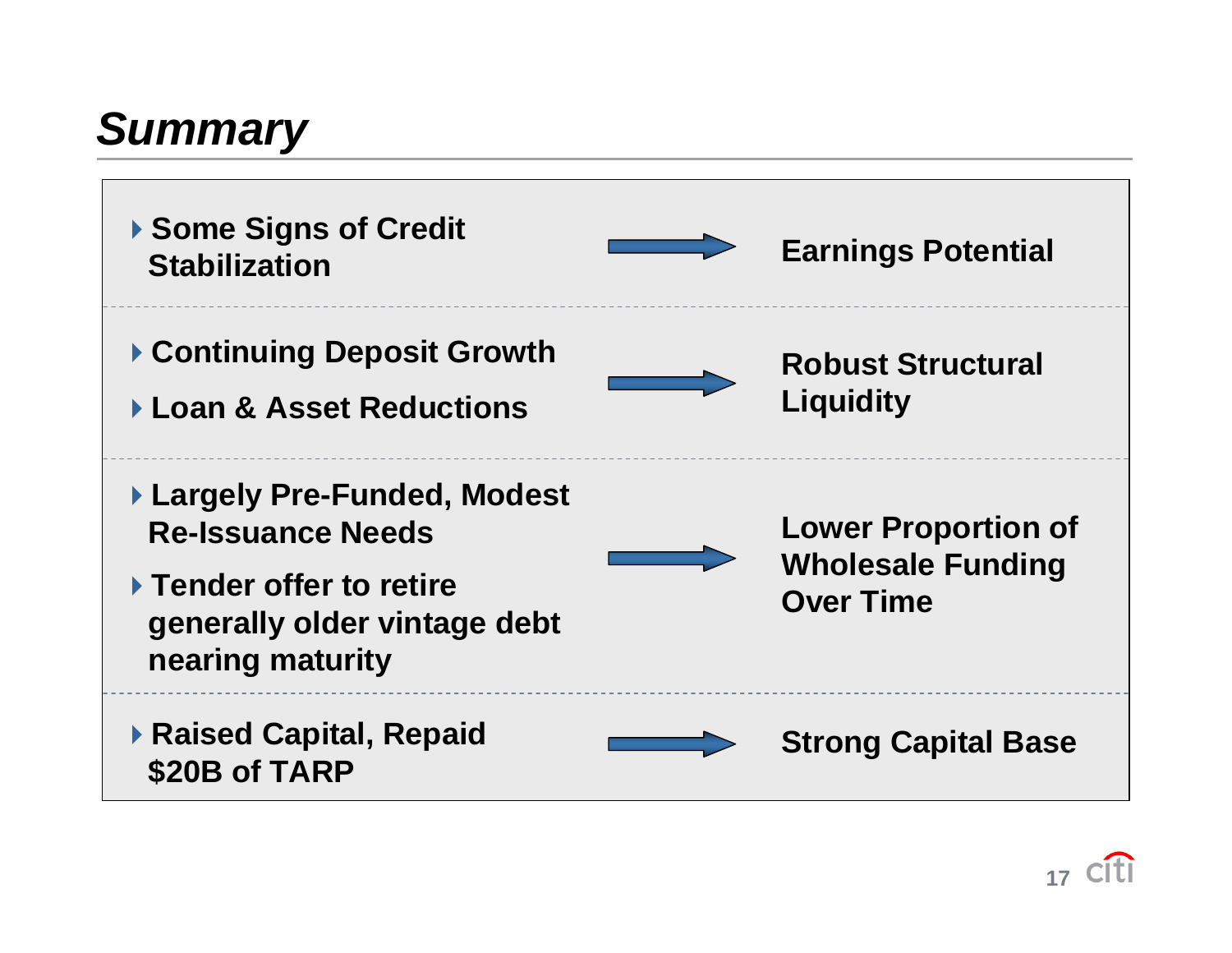# *Summary*

| | | |
|---|---|---|
| ▸ **Some Signs of Credit Stabilization** | → | **Earnings Potential** |
| ▸ **Continuing Deposit Growth**<br>▸ **Loan & Asset Reductions** | → | **Robust Structural Liquidity** |
| ▸ **Largely Pre-Funded, Modest Re-Issuance Needs**<br>▸ **Tender offer to retire generally older vintage debt nearing maturity** | → | **Lower Proportion of Wholesale Funding Over Time** |
| ▸ **Raised Capital, Repaid $20B of TARP** | → | **Strong Capital Base** |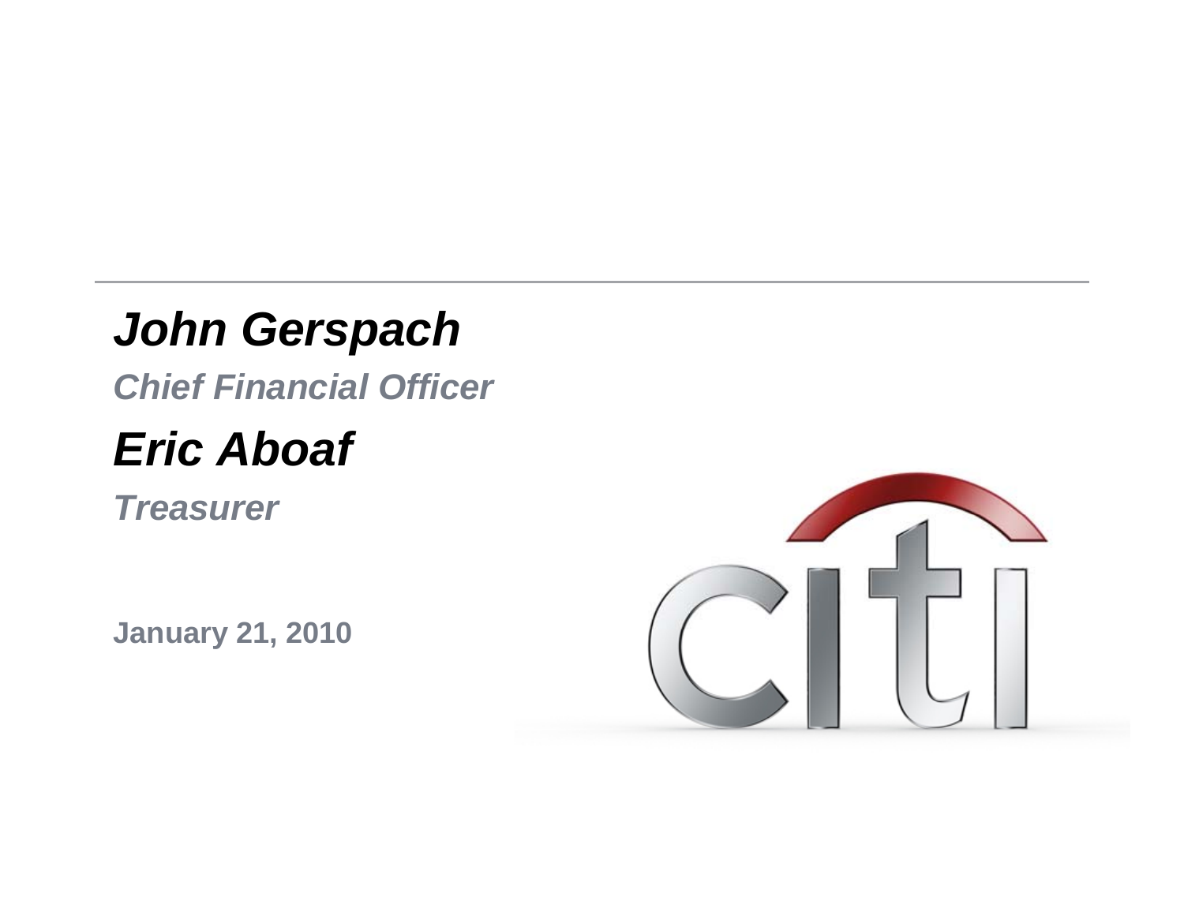# *John Gerspach*

***Chief Financial Officer***

# *Eric Aboaf*

***Treasurer***

**January 21, 2010**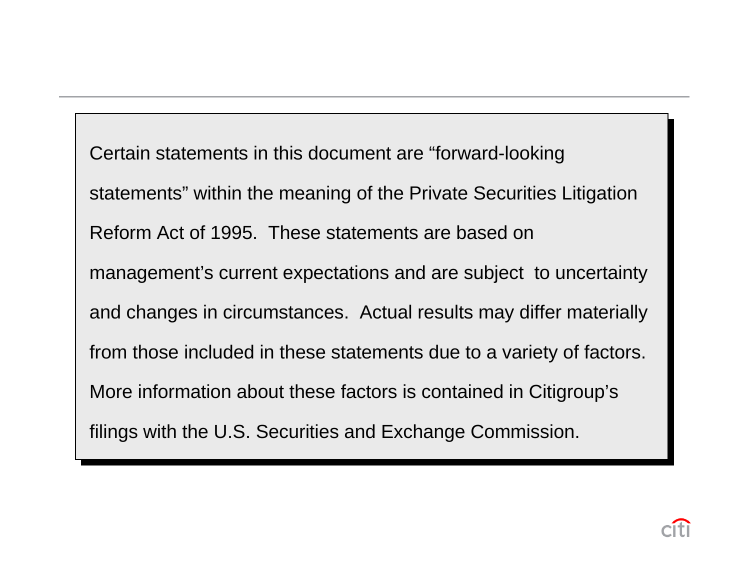Certain statements in this document are "forward-looking statements" within the meaning of the Private Securities Litigation Reform Act of 1995. These statements are based on management's current expectations and are subject to uncertainty and changes in circumstances. Actual results may differ materially from those included in these statements due to a variety of factors. More information about these factors is contained in Citigroup's filings with the U.S. Securities and Exchange Commission.